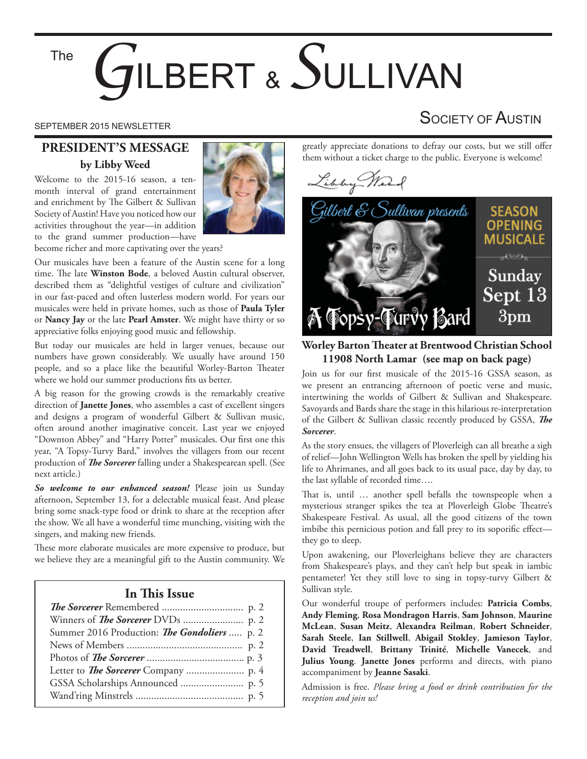# The Gilbert & Sullivan Society of Austin

SEPTEMBER 2015 NEWSLETTER

## PRESIDENT'S MESSAGE

**by Libby Weed**

Welcome to the 2015-16 season, a ten-month interval of grand entertainment and enrichment by The Gilbert & Sullivan Society of Austin! Have you noticed how our activities throughout the year—in addition to the grand summer production—have become richer and more captivating over the years?

Our musicales have been a feature of the Austin scene for a long time. The late **Winston Bode**, a beloved Austin cultural observer, described them as "delightful vestiges of culture and civilization" in our fast-paced and often lusterless modern world. For years our musicales were held in private homes, such as those of **Paula Tyler** or **Nancy Jay** or the late **Pearl Amster**. We might have thirty or so appreciative folks enjoying good music and fellowship.

But today our musicales are held in larger venues, because our numbers have grown considerably. We usually have around 150 people, and so a place like the beautiful Worley-Barton Theater where we hold our summer productions fits us better.

A big reason for the growing crowds is the remarkably creative direction of **Janette Jones**, who assembles a cast of excellent singers and designs a program of wonderful Gilbert & Sullivan music, often around another imaginative conceit. Last year we enjoyed "Downton Abbey" and "Harry Potter" musicales. Our first one this year, "A Topsy-Turvy Bard," involves the villagers from our recent production of ***The Sorcerer*** falling under a Shakespearean spell. (See next article.)

***So welcome to our enhanced season!*** Please join us Sunday afternoon, September 13, for a delectable musical feast. And please bring some snack-type food or drink to share at the reception after the show. We all have a wonderful time munching, visiting with the singers, and making new friends.

These more elaborate musicales are more expensive to produce, but we believe they are a meaningful gift to the Austin community. We greatly appreciate donations to defray our costs, but we still offer them without a ticket charge to the public. Everyone is welcome!

Libby Weed

### In This Issue

- ***The Sorcerer*** Remembered ..... p. 2
- Winners of ***The Sorcerer*** DVDs ..... p. 2
- Summer 2016 Production: ***The Gondoliers*** ..... p. 2
- News of Members ..... p. 2
- Photos of ***The Sorcerer*** ..... p. 3
- Letter to ***The Sorcerer*** Company ..... p. 4
- GSSA Scholarships Announced ..... p. 5
- Wand'ring Minstrels ..... p. 5

Gilbert & Sullivan presents A Topsy-Turvy Bard — SEASON OPENING MUSICALE — Sunday Sept 13 3pm

**Worley Barton Theater at Brentwood Christian School**
**11908 North Lamar (see map on back page)**

Join us for our first musicale of the 2015-16 GSSA season, as we present an entrancing afternoon of poetic verse and music, intertwining the worlds of Gilbert & Sullivan and Shakespeare. Savoyards and Bards share the stage in this hilarious re-interpretation of the Gilbert & Sullivan classic recently produced by GSSA, ***The Sorcerer***.

As the story ensues, the villagers of Ploverleigh can all breathe a sigh of relief—John Wellington Wells has broken the spell by yielding his life to Ahrimanes, and all goes back to its usual pace, day by day, to the last syllable of recorded time….

That is, until … another spell befalls the townspeople when a mysterious stranger spikes the tea at Ploverleigh Globe Theatre's Shakespeare Festival. As usual, all the good citizens of the town imbibe this pernicious potion and fall prey to its soporific effect—they go to sleep.

Upon awakening, our Ploverleighans believe they are characters from Shakespeare's plays, and they can't help but speak in iambic pentameter! Yet they still love to sing in topsy-turvy Gilbert & Sullivan style.

Our wonderful troupe of performers includes: **Patricia Combs**, **Andy Fleming**, **Rosa Mondragon Harris**, **Sam Johnson**, **Maurine McLean**, **Susan Meitz**, **Alexandra Reilman**, **Robert Schneider**, **Sarah Steele**, **Ian Stillwell**, **Abigail Stokley**, **Jamieson Taylor**, **David Treadwell**, **Brittany Trinité**, **Michelle Vanecek**, and **Julius Young**. **Janette Jones** performs and directs, with piano accompaniment by **Jeanne Sasaki**.

Admission is free. *Please bring a food or drink contribution for the reception and join us!*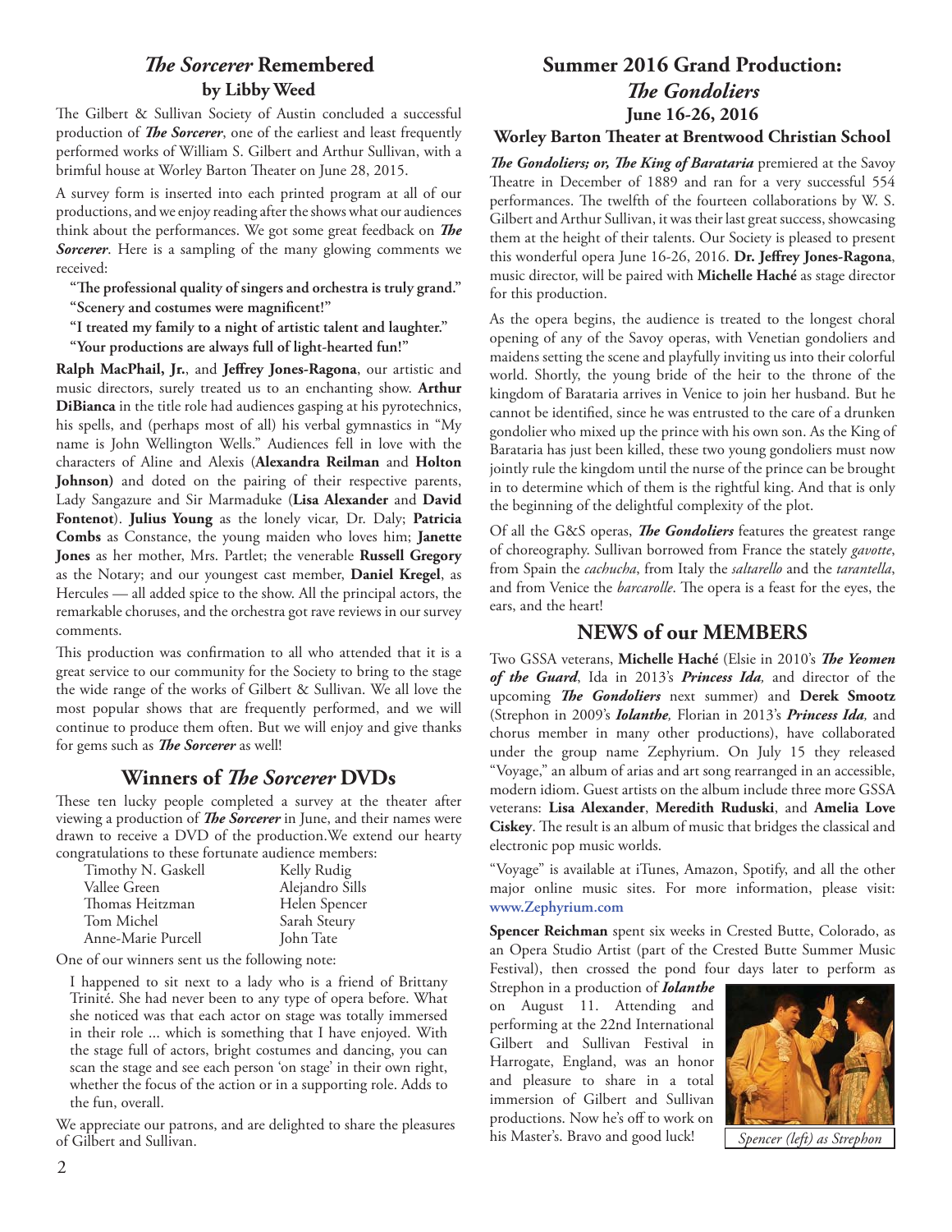## *The Sorcerer* Remembered

### by Libby Weed

The Gilbert & Sullivan Society of Austin concluded a successful production of ***The Sorcerer***, one of the earliest and least frequently performed works of William S. Gilbert and Arthur Sullivan, with a brimful house at Worley Barton Theater on June 28, 2015.

A survey form is inserted into each printed program at all of our productions, and we enjoy reading after the shows what our audiences think about the performances. We got some great feedback on ***The Sorcerer***. Here is a sampling of the many glowing comments we received:

> **"The professional quality of singers and orchestra is truly grand."**
> **"Scenery and costumes were magnificent!"**
> **"I treated my family to a night of artistic talent and laughter."**
> **"Your productions are always full of light-hearted fun!"**

**Ralph MacPhail, Jr.**, and **Jeffrey Jones-Ragona**, our artistic and music directors, surely treated us to an enchanting show. **Arthur DiBianca** in the title role had audiences gasping at his pyrotechnics, his spells, and (perhaps most of all) his verbal gymnastics in "My name is John Wellington Wells." Audiences fell in love with the characters of Aline and Alexis (**Alexandra Reilman** and **Holton Johnson)** and doted on the pairing of their respective parents, Lady Sangazure and Sir Marmaduke (**Lisa Alexander** and **David Fontenot**). **Julius Young** as the lonely vicar, Dr. Daly; **Patricia Combs** as Constance, the young maiden who loves him; **Janette Jones** as her mother, Mrs. Partlet; the venerable **Russell Gregory** as the Notary; and our youngest cast member, **Daniel Kregel**, as Hercules — all added spice to the show. All the principal actors, the remarkable choruses, and the orchestra got rave reviews in our survey comments.

This production was confirmation to all who attended that it is a great service to our community for the Society to bring to the stage the wide range of the works of Gilbert & Sullivan. We all love the most popular shows that are frequently performed, and we will continue to produce them often. But we will enjoy and give thanks for gems such as ***The Sorcerer*** as well!

## Winners of *The Sorcerer* DVDs

These ten lucky people completed a survey at the theater after viewing a production of ***The Sorcerer*** in June, and their names were drawn to receive a DVD of the production.We extend our hearty congratulations to these fortunate audience members:

| | |
|---|---|
| Timothy N. Gaskell | Kelly Rudig |
| Vallee Green | Alejandro Sills |
| Thomas Heitzman | Helen Spencer |
| Tom Michel | Sarah Steury |
| Anne-Marie Purcell | John Tate |

One of our winners sent us the following note:

> I happened to sit next to a lady who is a friend of Brittany Trinité. She had never been to any type of opera before. What she noticed was that each actor on stage was totally immersed in their role ... which is something that I have enjoyed. With the stage full of actors, bright costumes and dancing, you can scan the stage and see each person 'on stage' in their own right, whether the focus of the action or in a supporting role. Adds to the fun, overall.

We appreciate our patrons, and are delighted to share the pleasures of Gilbert and Sullivan.

## Summer 2016 Grand Production: *The Gondoliers*

### June 16-26, 2016

### Worley Barton Theater at Brentwood Christian School

***The Gondoliers; or, The King of Barataria*** premiered at the Savoy Theatre in December of 1889 and ran for a very successful 554 performances. The twelfth of the fourteen collaborations by W. S. Gilbert and Arthur Sullivan, it was their last great success, showcasing them at the height of their talents. Our Society is pleased to present this wonderful opera June 16-26, 2016. **Dr. Jeffrey Jones-Ragona**, music director, will be paired with **Michelle Haché** as stage director for this production.

As the opera begins, the audience is treated to the longest choral opening of any of the Savoy operas, with Venetian gondoliers and maidens setting the scene and playfully inviting us into their colorful world. Shortly, the young bride of the heir to the throne of the kingdom of Barataria arrives in Venice to join her husband. But he cannot be identified, since he was entrusted to the care of a drunken gondolier who mixed up the prince with his own son. As the King of Barataria has just been killed, these two young gondoliers must now jointly rule the kingdom until the nurse of the prince can be brought in to determine which of them is the rightful king. And that is only the beginning of the delightful complexity of the plot.

Of all the G&S operas, ***The Gondoliers*** features the greatest range of choreography. Sullivan borrowed from France the stately *gavotte*, from Spain the *cachucha*, from Italy the *saltarello* and the *tarantella*, and from Venice the *barcarolle*. The opera is a feast for the eyes, the ears, and the heart!

## NEWS of our MEMBERS

Two GSSA veterans, **Michelle Haché** (Elsie in 2010's ***The Yeomen of the Guard***, Ida in 2013's ***Princess Ida***, and director of the upcoming ***The Gondoliers*** next summer) and **Derek Smootz** (Strephon in 2009's ***Iolanthe***, Florian in 2013's ***Princess Ida***, and chorus member in many other productions), have collaborated under the group name Zephyrium. On July 15 they released "Voyage," an album of arias and art song rearranged in an accessible, modern idiom. Guest artists on the album include three more GSSA veterans: **Lisa Alexander**, **Meredith Ruduski**, and **Amelia Love Ciskey**. The result is an album of music that bridges the classical and electronic pop music worlds.

"Voyage" is available at iTunes, Amazon, Spotify, and all the other major online music sites. For more information, please visit: **www.Zephyrium.com**

**Spencer Reichman** spent six weeks in Crested Butte, Colorado, as an Opera Studio Artist (part of the Crested Butte Summer Music Festival), then crossed the pond four days later to perform as Strephon in a production of ***Iolanthe*** on August 11. Attending and performing at the 22nd International Gilbert and Sullivan Festival in Harrogate, England, was an honor and pleasure to share in a total immersion of Gilbert and Sullivan productions. Now he's off to work on his Master's. Bravo and good luck!

*Spencer (left) as Strephon*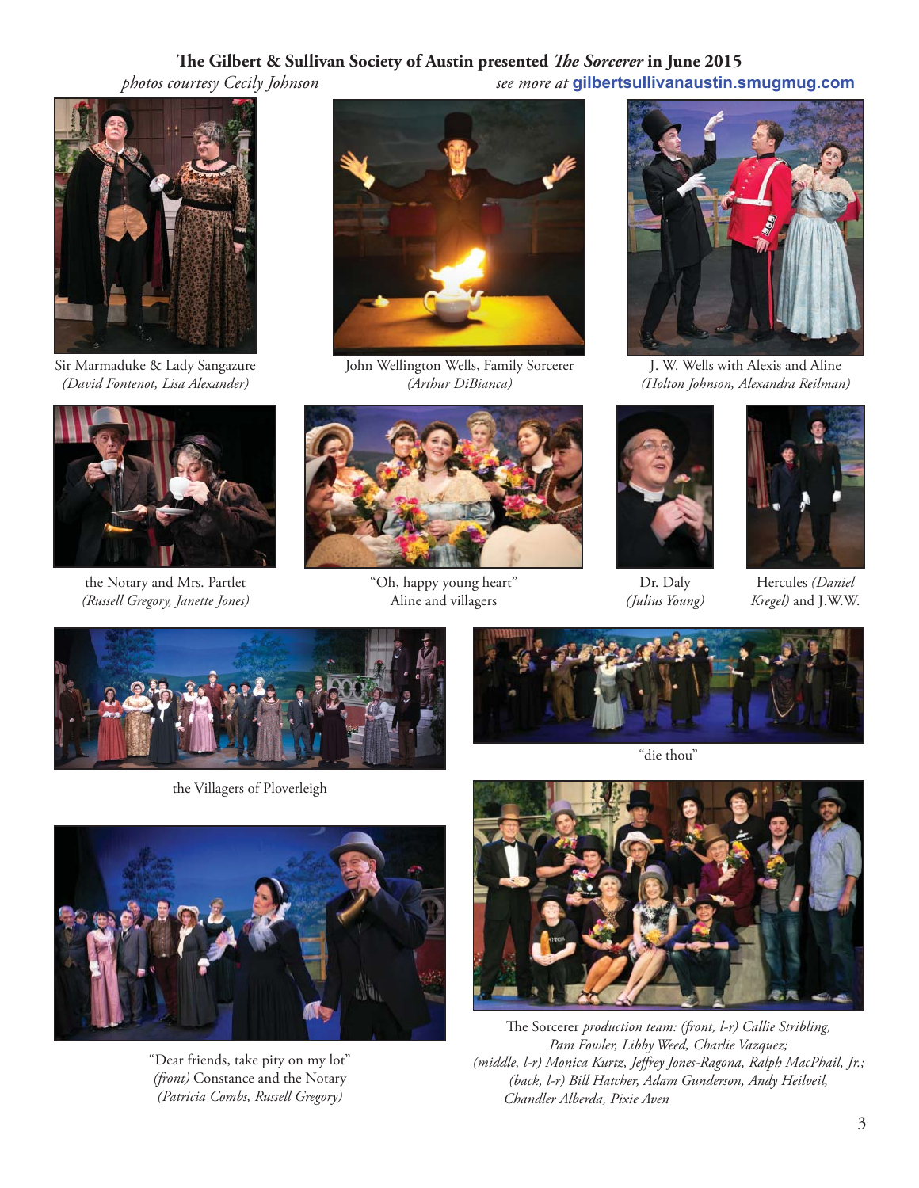**The Gilbert & Sullivan Society of Austin presented *The Sorcerer* in June 2015**

*photos courtesy Cecily Johnson* *see more at* **gilbertsullivanaustin.smugmug.com**

Sir Marmaduke & Lady Sangazure
*(David Fontenot, Lisa Alexander)*

John Wellington Wells, Family Sorcerer
*(Arthur DiBianca)*

J. W. Wells with Alexis and Aline
*(Holton Johnson, Alexandra Reilman)*

the Notary and Mrs. Partlet
*(Russell Gregory, Janette Jones)*

"Oh, happy young heart"
Aline and villagers

Dr. Daly
*(Julius Young)*

Hercules *(Daniel Kregel)* and J.W.W.

the Villagers of Ploverleigh

"die thou"

"Dear friends, take pity on my lot"
*(front)* Constance and the Notary
*(Patricia Combs, Russell Gregory)*

The Sorcerer *production team: (front, l-r) Callie Stribling, Pam Fowler, Libby Weed, Charlie Vazquez; (middle, l-r) Monica Kurtz, Jeffrey Jones-Ragona, Ralph MacPhail, Jr.; (back, l-r) Bill Hatcher, Adam Gunderson, Andy Heilveil, Chandler Alberda, Pixie Aven*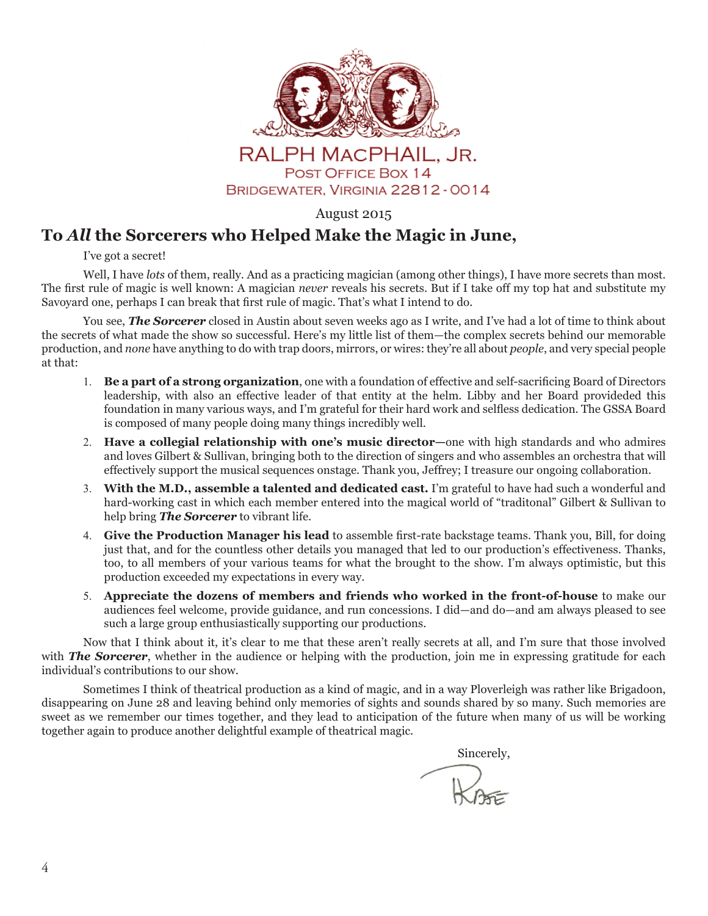RALPH MACPHAIL, JR.
POST OFFICE BOX 14
BRIDGEWATER, VIRGINIA 22812-0014

August 2015

## To *All* the Sorcerers who Helped Make the Magic in June,

I've got a secret!

Well, I have *lots* of them, really. And as a practicing magician (among other things), I have more secrets than most. The first rule of magic is well known: A magician *never* reveals his secrets. But if I take off my top hat and substitute my Savoyard one, perhaps I can break that first rule of magic. That's what I intend to do.

You see, ***The Sorcerer*** closed in Austin about seven weeks ago as I write, and I've had a lot of time to think about the secrets of what made the show so successful. Here's my little list of them—the complex secrets behind our memorable production, and *none* have anything to do with trap doors, mirrors, or wires: they're all about *people*, and very special people at that:

1. **Be a part of a strong organization**, one with a foundation of effective and self-sacrificing Board of Directors leadership, with also an effective leader of that entity at the helm. Libby and her Board provideded this foundation in many various ways, and I'm grateful for their hard work and selfless dedication. The GSSA Board is composed of many people doing many things incredibly well.
2. **Have a collegial relationship with one's music director—**one with high standards and who admires and loves Gilbert & Sullivan, bringing both to the direction of singers and who assembles an orchestra that will effectively support the musical sequences onstage. Thank you, Jeffrey; I treasure our ongoing collaboration.
3. **With the M.D., assemble a talented and dedicated cast.** I'm grateful to have had such a wonderful and hard-working cast in which each member entered into the magical world of "traditonal" Gilbert & Sullivan to help bring ***The Sorcerer*** to vibrant life.
4. **Give the Production Manager his lead** to assemble first-rate backstage teams. Thank you, Bill, for doing just that, and for the countless other details you managed that led to our production's effectiveness. Thanks, too, to all members of your various teams for what the brought to the show. I'm always optimistic, but this production exceeded my expectations in every way.
5. **Appreciate the dozens of members and friends who worked in the front-of-house** to make our audiences feel welcome, provide guidance, and run concessions. I did—and do—and am always pleased to see such a large group enthusiastically supporting our productions.

Now that I think about it, it's clear to me that these aren't really secrets at all, and I'm sure that those involved with ***The Sorcerer***, whether in the audience or helping with the production, join me in expressing gratitude for each individual's contributions to our show.

Sometimes I think of theatrical production as a kind of magic, and in a way Ploverleigh was rather like Brigadoon, disappearing on June 28 and leaving behind only memories of sights and sounds shared by so many. Such memories are sweet as we remember our times together, and they lead to anticipation of the future when many of us will be working together again to produce another delightful example of theatrical magic.

Sincerely,

Rafe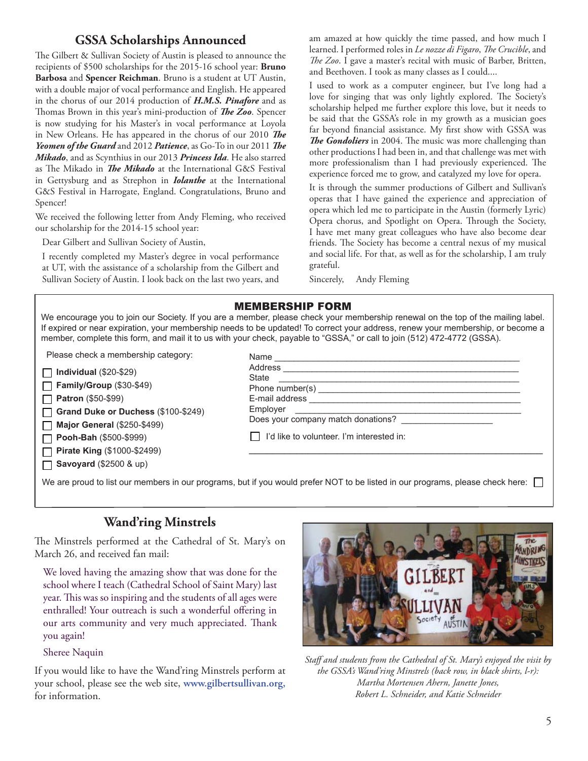## GSSA Scholarships Announced

The Gilbert & Sullivan Society of Austin is pleased to announce the recipients of $500 scholarships for the 2015-16 school year: **Bruno Barbosa** and **Spencer Reichman**. Bruno is a student at UT Austin, with a double major of vocal performance and English. He appeared in the chorus of our 2014 production of ***H.M.S. Pinafore*** and as Thomas Brown in this year's mini-production of ***The Zoo***. Spencer is now studying for his Master's in vocal performance at Loyola in New Orleans. He has appeared in the chorus of our 2010 ***The Yeomen of the Guard*** and 2012 ***Patience***, as Go-To in our 2011 ***The Mikado***, and as Scynthius in our 2013 ***Princess Ida***. He also starred as The Mikado in ***The Mikado*** at the International G&S Festival in Gettysburg and as Strephon in ***Iolanthe*** at the International G&S Festival in Harrogate, England. Congratulations, Bruno and Spencer!

We received the following letter from Andy Fleming, who received our scholarship for the 2014-15 school year:

> Dear Gilbert and Sullivan Society of Austin,
>
> I recently completed my Master's degree in vocal performance at UT, with the assistance of a scholarship from the Gilbert and Sullivan Society of Austin. I look back on the last two years, and am amazed at how quickly the time passed, and how much I learned. I performed roles in *Le nozze di Figaro*, *The Crucible*, and *The Zoo*. I gave a master's recital with music of Barber, Britten, and Beethoven. I took as many classes as I could....
>
> I used to work as a computer engineer, but I've long had a love for singing that was only lightly explored. The Society's scholarship helped me further explore this love, but it needs to be said that the GSSA's role in my growth as a musician goes far beyond financial assistance. My first show with GSSA was ***The Gondoliers*** in 2004. The music was more challenging than other productions I had been in, and that challenge was met with more professionalism than I had previously experienced. The experience forced me to grow, and catalyzed my love for opera.
>
> It is through the summer productions of Gilbert and Sullivan's operas that I have gained the experience and appreciation of opera which led me to participate in the Austin (formerly Lyric) Opera chorus, and Spotlight on Opera. Through the Society, I have met many great colleagues who have also become dear friends. The Society has become a central nexus of my musical and social life. For that, as well as for the scholarship, I am truly grateful.
>
> Sincerely, Andy Fleming

## MEMBERSHIP FORM

We encourage you to join our Society. If you are a member, please check your membership renewal on the top of the mailing label. If expired or near expiration, your membership needs to be updated! To correct your address, renew your membership, or become a member, complete this form, and mail it to us with your check, payable to "GSSA," or call to join (512) 472-4772 (GSSA).

Please check a membership category:

- ☐ **Individual** ($20-$29)
- ☐ **Family/Group** ($30-$49)
- ☐ **Patron** ($50-$99)
- ☐ **Grand Duke or Duchess** ($100-$249)
- ☐ **Major General** ($250-$499)
- ☐ **Pooh-Bah** ($500-$999)
- ☐ **Pirate King** ($1000-$2499)
- ☐ **Savoyard** ($2500 & up)

Name ______________________________

Address ______________________________

State ______________________________

Phone number(s) ______________________________

E-mail address ______________________________

Employer ______________________________

Does your company match donations? ____________

☐ I'd like to volunteer. I'm interested in:

______________________________

We are proud to list our members in our programs, but if you would prefer NOT to be listed in our programs, please check here: ☐

## Wand'ring Minstrels

The Minstrels performed at the Cathedral of St. Mary's on March 26, and received fan mail:

> We loved having the amazing show that was done for the school where I teach (Cathedral School of Saint Mary) last year. This was so inspiring and the students of all ages were enthralled! Your outreach is such a wonderful offering in our arts community and very much appreciated. Thank you again!
>
> Sheree Naquin

If you would like to have the Wand'ring Minstrels perform at your school, please see the web site, **www.gilbertsullivan.org,** for information.

*Staff and students from the Cathedral of St. Mary's enjoyed the visit by the GSSA's Wand'ring Minstrels (back row, in black shirts, l-r): Martha Mortensen Ahern, Janette Jones, Robert L. Schneider, and Katie Schneider*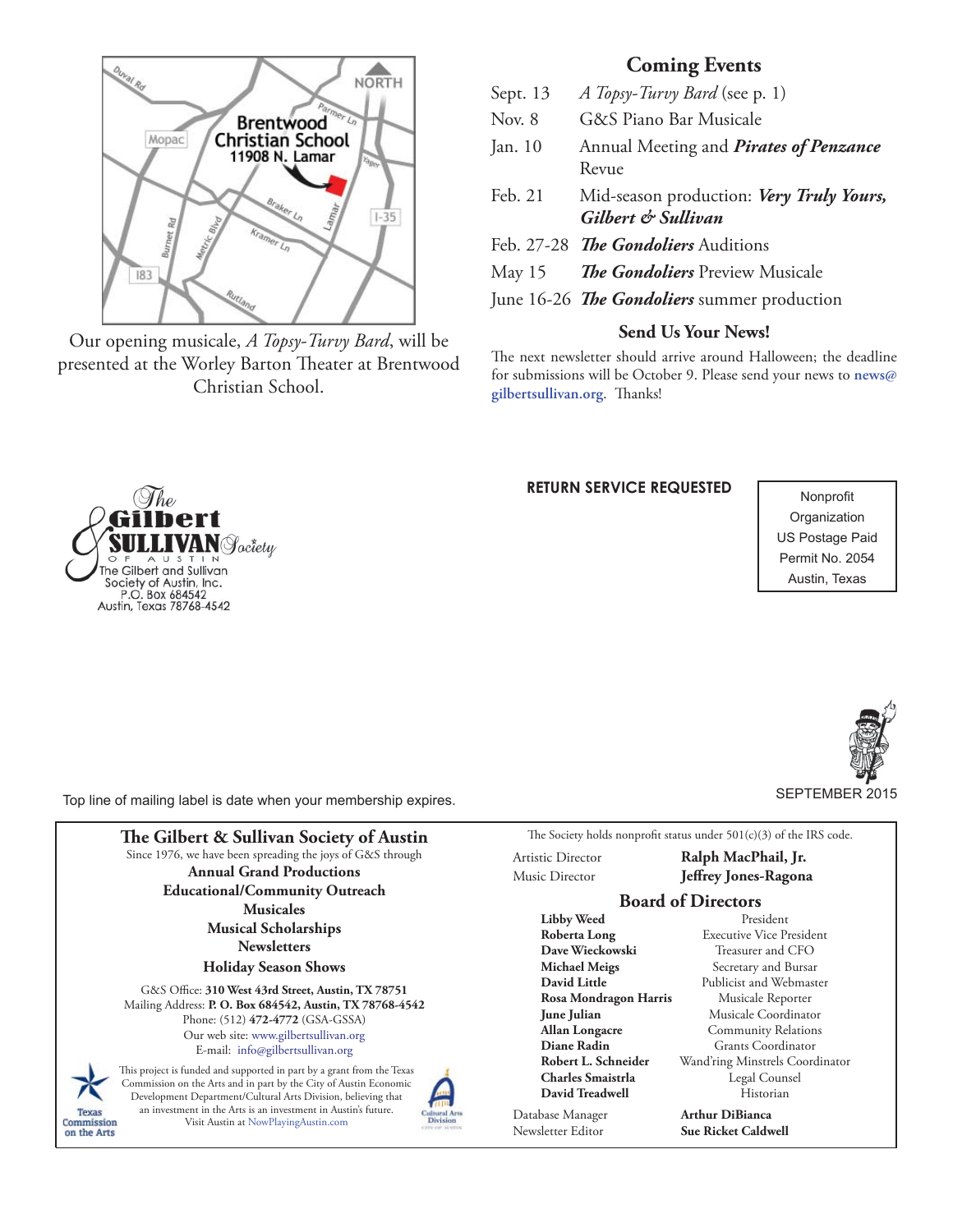Our opening musicale, *A Topsy-Turvy Bard*, will be presented at the Worley Barton Theater at Brentwood Christian School.

## Coming Events

| | |
|---|---|
| Sept. 13 | *A Topsy-Turvy Bard* (see p. 1) |
| Nov. 8 | G&S Piano Bar Musicale |
| Jan. 10 | Annual Meeting and ***Pirates of Penzance*** Revue |
| Feb. 21 | Mid-season production: ***Very Truly Yours, Gilbert & Sullivan*** |
| Feb. 27-28 | ***The Gondoliers*** Auditions |
| May 15 | ***The Gondoliers*** Preview Musicale |
| June 16-26 | ***The Gondoliers*** summer production |

### Send Us Your News!

The next newsletter should arrive around Halloween; the deadline for submissions will be October 9. Please send your news to news@gilbertsullivan.org. Thanks!

The Gilbert & Sullivan Society of Austin
The Gilbert and Sullivan Society of Austin, Inc.
P.O. Box 684542
Austin, Texas 78768-4542

**RETURN SERVICE REQUESTED**

Nonprofit Organization
US Postage Paid
Permit No. 2054
Austin, Texas

SEPTEMBER 2015

Top line of mailing label is date when your membership expires.

## The Gilbert & Sullivan Society of Austin

Since 1976, we have been spreading the joys of G&S through

**Annual Grand Productions**
**Educational/Community Outreach**
**Musicales**
**Musical Scholarships**
**Newsletters**
**Holiday Season Shows**

G&S Office: **310 West 43rd Street, Austin, TX 78751**
Mailing Address: **P. O. Box 684542, Austin, TX 78768-4542**
Phone: (512) **472-4772** (GSA-GSSA)
Our web site: www.gilbertsullivan.org
E-mail: info@gilbertsullivan.org

This project is funded and supported in part by a grant from the Texas Commission on the Arts and in part by the City of Austin Economic Development Department/Cultural Arts Division, believing that an investment in the Arts is an investment in Austin's future. Visit Austin at NowPlayingAustin.com

The Society holds nonprofit status under 501(c)(3) of the IRS code.

| | |
|---|---|
| Artistic Director | **Ralph MacPhail, Jr.** |
| Music Director | **Jeffrey Jones-Ragona** |

### Board of Directors

| | |
|---|---|
| **Libby Weed** | President |
| **Roberta Long** | Executive Vice President |
| **Dave Wieckowski** | Treasurer and CFO |
| **Michael Meigs** | Secretary and Bursar |
| **David Little** | Publicist and Webmaster |
| **Rosa Mondragon Harris** | Musicale Reporter |
| **June Julian** | Musicale Coordinator |
| **Allan Longacre** | Community Relations |
| **Diane Radin** | Grants Coordinator |
| **Robert L. Schneider** | Wand'ring Minstrels Coordinator |
| **Charles Smaistrla** | Legal Counsel |
| **David Treadwell** | Historian |

| | |
|---|---|
| Database Manager | **Arthur DiBianca** |
| Newsletter Editor | **Sue Ricket Caldwell** |